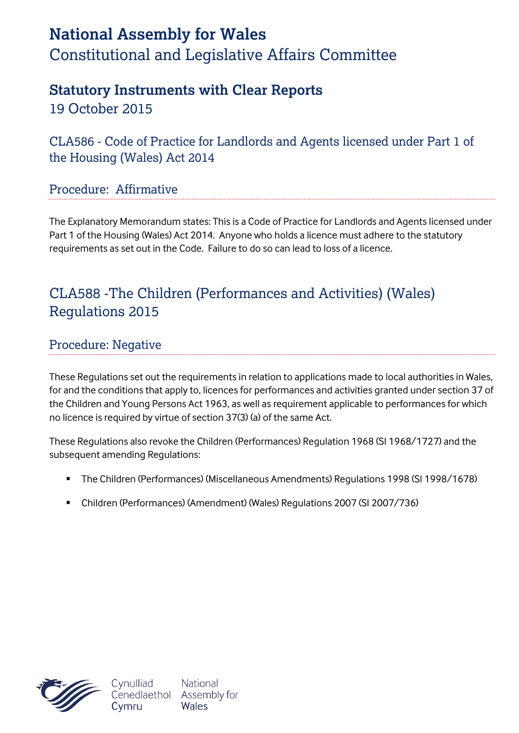# National Assembly for Wales

Constitutional and Legislative Affairs Committee

## Statutory Instruments with Clear Reports

19 October 2015

### CLA586 - Code of Practice for Landlords and Agents licensed under Part 1 of the Housing (Wales) Act 2014

#### Procedure: Affirmative

The Explanatory Memorandum states: This is a Code of Practice for Landlords and Agents licensed under Part 1 of the Housing (Wales) Act 2014. Anyone who holds a licence must adhere to the statutory requirements as set out in the Code. Failure to do so can lead to loss of a licence.

### CLA588 -The Children (Performances and Activities) (Wales) Regulations 2015

#### Procedure: Negative

These Regulations set out the requirements in relation to applications made to local authorities in Wales, for and the conditions that apply to, licences for performances and activities granted under section 37 of the Children and Young Persons Act 1963, as well as requirement applicable to performances for which no licence is required by virtue of section 37(3) (a) of the same Act.

These Regulations also revoke the Children (Performances) Regulation 1968 (SI 1968/1727) and the subsequent amending Regulations:

- The Children (Performances) (Miscellaneous Amendments) Regulations 1998 (SI 1998/1678)
- Children (Performances) (Amendment) (Wales) Regulations 2007 (SI 2007/736)

Cynulliad Cenedlaethol Cymru | National Assembly for Wales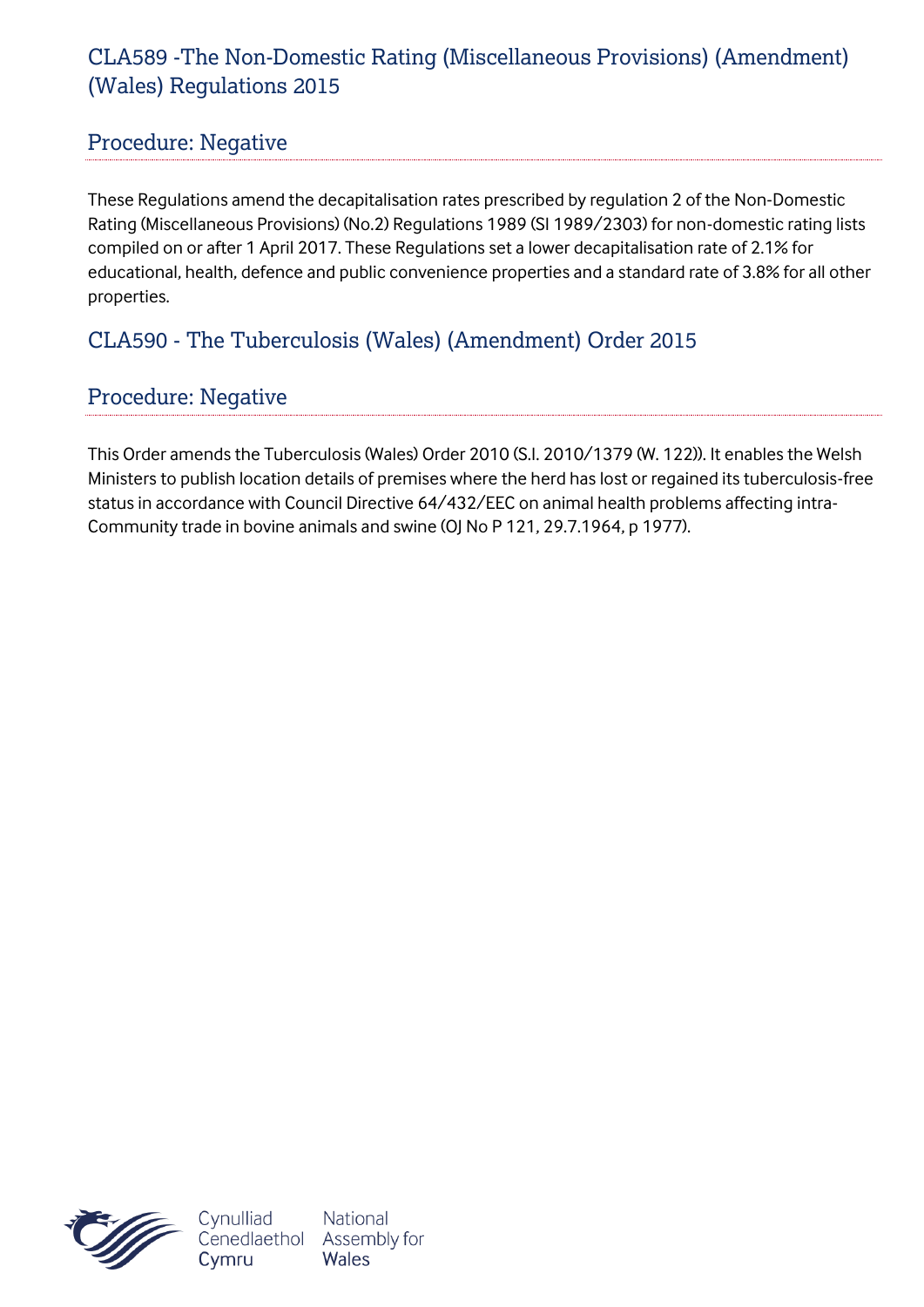## CLA589 -The Non-Domestic Rating (Miscellaneous Provisions) (Amendment) (Wales) Regulations 2015

### Procedure: Negative

These Regulations amend the decapitalisation rates prescribed by regulation 2 of the Non-Domestic Rating (Miscellaneous Provisions) (No.2) Regulations 1989 (SI 1989/2303) for non-domestic rating lists compiled on or after 1 April 2017. These Regulations set a lower decapitalisation rate of 2.1% for educational, health, defence and public convenience properties and a standard rate of 3.8% for all other properties.

## CLA590 - The Tuberculosis (Wales) (Amendment) Order 2015

### Procedure: Negative

This Order amends the Tuberculosis (Wales) Order 2010 (S.I. 2010/1379 (W. 122)). It enables the Welsh Ministers to publish location details of premises where the herd has lost or regained its tuberculosis-free status in accordance with Council Directive 64/432/EEC on animal health problems affecting intra-Community trade in bovine animals and swine (OJ No P 121, 29.7.1964, p 1977).